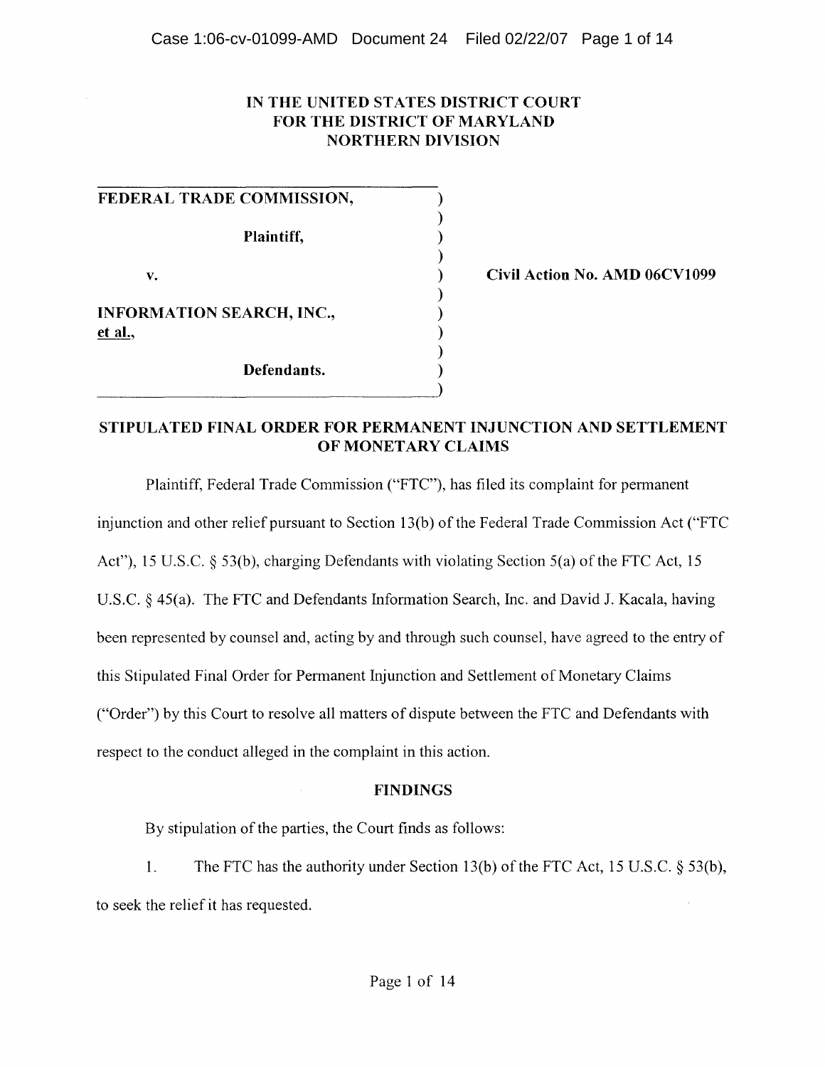IN THE UNITED STATES DISTRICT COURT
FOR THE DISTRICT OF MARYLAND
NORTHERN DIVISION

| | |
|---|---|
| **FEDERAL TRADE COMMISSION,**<br><br>**Plaintiff,**<br><br>v.<br><br>**INFORMATION SEARCH, INC., et al.,**<br><br>**Defendants.** | **Civil Action No. AMD 06CV1099** |

## STIPULATED FINAL ORDER FOR PERMANENT INJUNCTION AND SETTLEMENT OF MONETARY CLAIMS

Plaintiff, Federal Trade Commission ("FTC"), has filed its complaint for permanent injunction and other relief pursuant to Section 13(b) of the Federal Trade Commission Act ("FTC Act"), 15 U.S.C. § 53(b), charging Defendants with violating Section 5(a) of the FTC Act, 15 U.S.C. § 45(a). The FTC and Defendants Information Search, Inc. and David J. Kacala, having been represented by counsel and, acting by and through such counsel, have agreed to the entry of this Stipulated Final Order for Permanent Injunction and Settlement of Monetary Claims ("Order") by this Court to resolve all matters of dispute between the FTC and Defendants with respect to the conduct alleged in the complaint in this action.

### FINDINGS

By stipulation of the parties, the Court finds as follows:

1. The FTC has the authority under Section 13(b) of the FTC Act, 15 U.S.C. § 53(b), to seek the relief it has requested.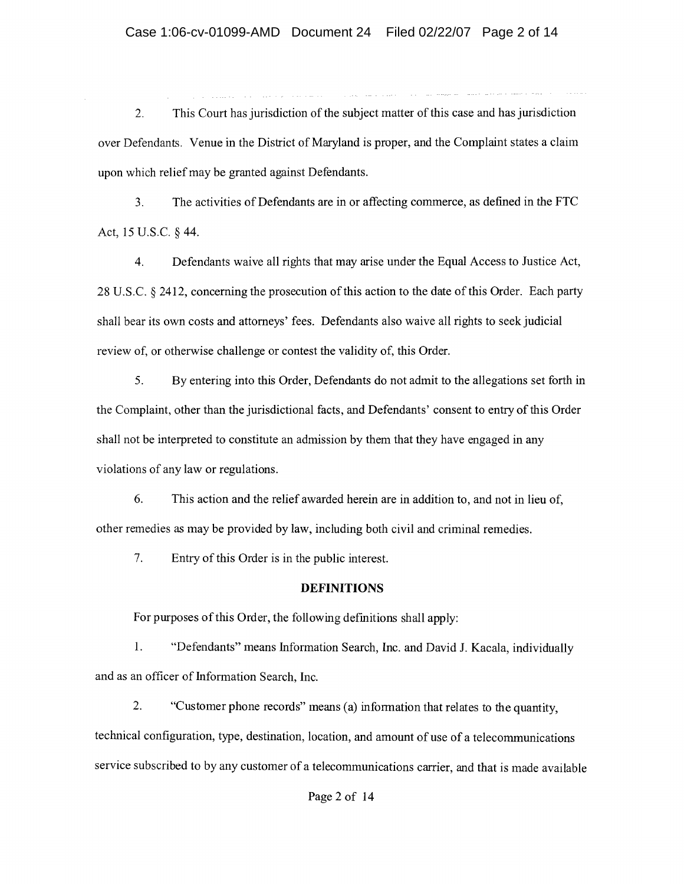2. This Court has jurisdiction of the subject matter of this case and has jurisdiction over Defendants. Venue in the District of Maryland is proper, and the Complaint states a claim upon which relief may be granted against Defendants.

3. The activities of Defendants are in or affecting commerce, as defined in the FTC Act, 15 U.S.C. § 44.

4. Defendants waive all rights that may arise under the Equal Access to Justice Act, 28 U.S.C. § 2412, concerning the prosecution of this action to the date of this Order. Each party shall bear its own costs and attorneys' fees. Defendants also waive all rights to seek judicial review of, or otherwise challenge or contest the validity of, this Order.

5. By entering into this Order, Defendants do not admit to the allegations set forth in the Complaint, other than the jurisdictional facts, and Defendants' consent to entry of this Order shall not be interpreted to constitute an admission by them that they have engaged in any violations of any law or regulations.

6. This action and the relief awarded herein are in addition to, and not in lieu of, other remedies as may be provided by law, including both civil and criminal remedies.

7. Entry of this Order is in the public interest.

## DEFINITIONS

For purposes of this Order, the following definitions shall apply:

1. "Defendants" means Information Search, Inc. and David J. Kacala, individually and as an officer of Information Search, Inc.

2. "Customer phone records" means (a) information that relates to the quantity, technical configuration, type, destination, location, and amount of use of a telecommunications service subscribed to by any customer of a telecommunications carrier, and that is made available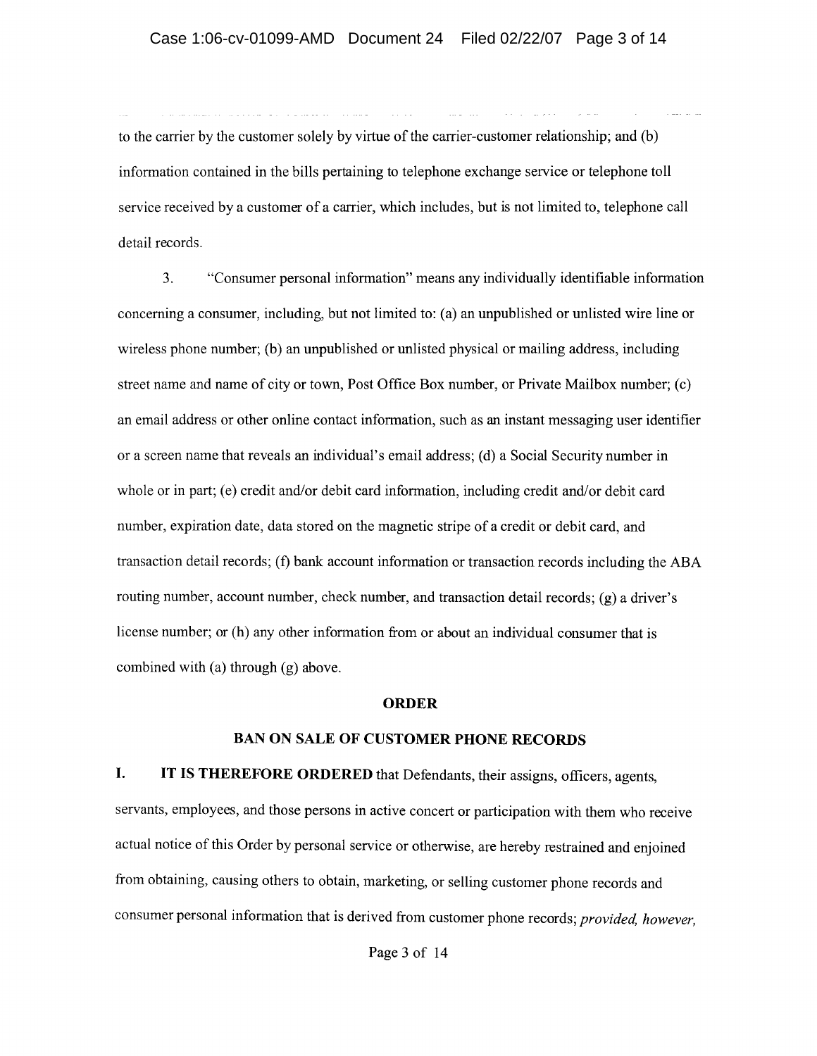to the carrier by the customer solely by virtue of the carrier-customer relationship; and (b) information contained in the bills pertaining to telephone exchange service or telephone toll service received by a customer of a carrier, which includes, but is not limited to, telephone call detail records.

3. "Consumer personal information" means any individually identifiable information concerning a consumer, including, but not limited to: (a) an unpublished or unlisted wire line or wireless phone number; (b) an unpublished or unlisted physical or mailing address, including street name and name of city or town, Post Office Box number, or Private Mailbox number; (c) an email address or other online contact information, such as an instant messaging user identifier or a screen name that reveals an individual's email address; (d) a Social Security number in whole or in part; (e) credit and/or debit card information, including credit and/or debit card number, expiration date, data stored on the magnetic stripe of a credit or debit card, and transaction detail records; (f) bank account information or transaction records including the ABA routing number, account number, check number, and transaction detail records; (g) a driver's license number; or (h) any other information from or about an individual consumer that is combined with (a) through (g) above.

## ORDER

## BAN ON SALE OF CUSTOMER PHONE RECORDS

**I. IT IS THEREFORE ORDERED** that Defendants, their assigns, officers, agents, servants, employees, and those persons in active concert or participation with them who receive actual notice of this Order by personal service or otherwise, are hereby restrained and enjoined from obtaining, causing others to obtain, marketing, or selling customer phone records and consumer personal information that is derived from customer phone records; *provided, however,*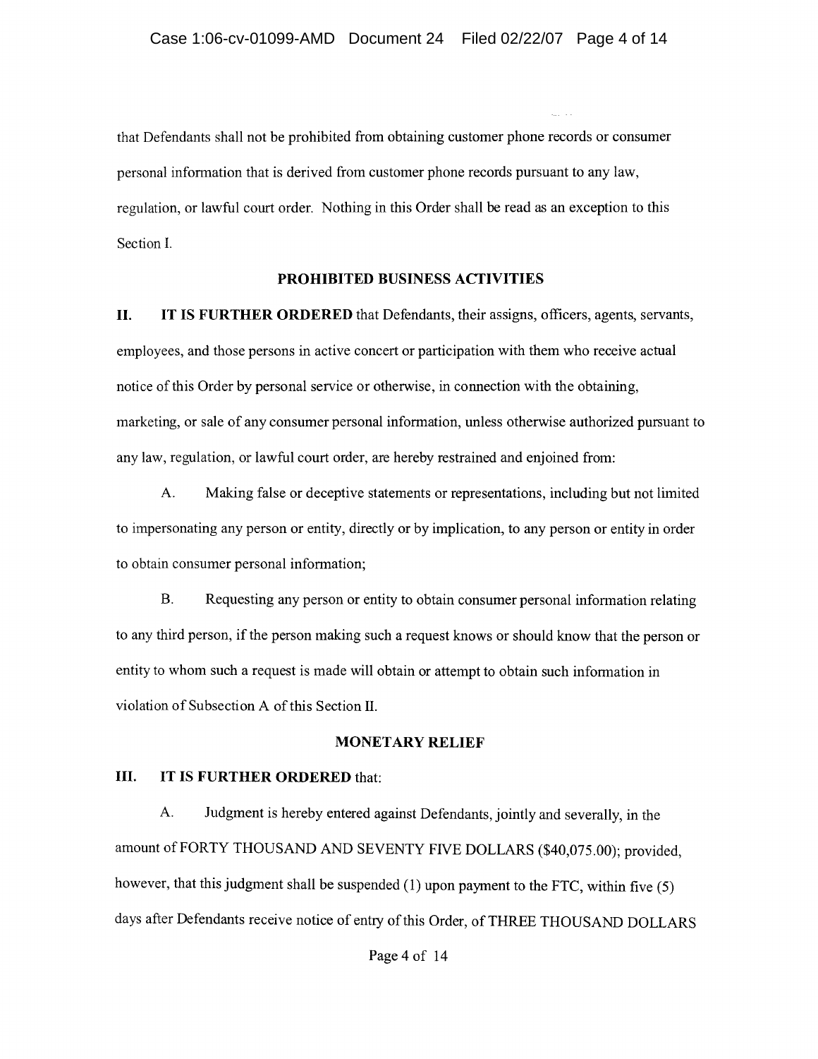that Defendants shall not be prohibited from obtaining customer phone records or consumer personal information that is derived from customer phone records pursuant to any law, regulation, or lawful court order. Nothing in this Order shall be read as an exception to this Section I.

## PROHIBITED BUSINESS ACTIVITIES

**II. IT IS FURTHER ORDERED** that Defendants, their assigns, officers, agents, servants, employees, and those persons in active concert or participation with them who receive actual notice of this Order by personal service or otherwise, in connection with the obtaining, marketing, or sale of any consumer personal information, unless otherwise authorized pursuant to any law, regulation, or lawful court order, are hereby restrained and enjoined from:

A. Making false or deceptive statements or representations, including but not limited to impersonating any person or entity, directly or by implication, to any person or entity in order to obtain consumer personal information;

B. Requesting any person or entity to obtain consumer personal information relating to any third person, if the person making such a request knows or should know that the person or entity to whom such a request is made will obtain or attempt to obtain such information in violation of Subsection A of this Section II.

## MONETARY RELIEF

**III. IT IS FURTHER ORDERED** that:

A. Judgment is hereby entered against Defendants, jointly and severally, in the amount of FORTY THOUSAND AND SEVENTY FIVE DOLLARS ($40,075.00); provided, however, that this judgment shall be suspended (1) upon payment to the FTC, within five (5) days after Defendants receive notice of entry of this Order, of THREE THOUSAND DOLLARS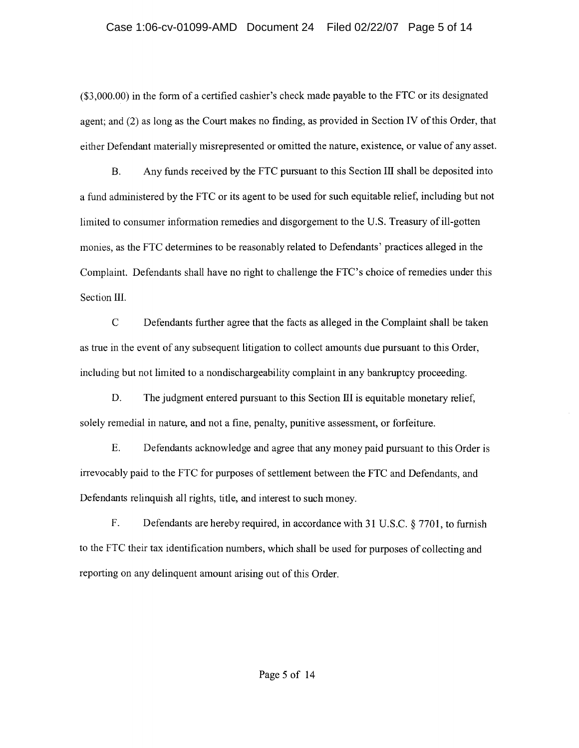($3,000.00) in the form of a certified cashier's check made payable to the FTC or its designated agent; and (2) as long as the Court makes no finding, as provided in Section IV of this Order, that either Defendant materially misrepresented or omitted the nature, existence, or value of any asset.

B. Any funds received by the FTC pursuant to this Section III shall be deposited into a fund administered by the FTC or its agent to be used for such equitable relief, including but not limited to consumer information remedies and disgorgement to the U.S. Treasury of ill-gotten monies, as the FTC determines to be reasonably related to Defendants' practices alleged in the Complaint. Defendants shall have no right to challenge the FTC's choice of remedies under this Section III.

C Defendants further agree that the facts as alleged in the Complaint shall be taken as true in the event of any subsequent litigation to collect amounts due pursuant to this Order, including but not limited to a nondischargeability complaint in any bankruptcy proceeding.

D. The judgment entered pursuant to this Section III is equitable monetary relief, solely remedial in nature, and not a fine, penalty, punitive assessment, or forfeiture.

E. Defendants acknowledge and agree that any money paid pursuant to this Order is irrevocably paid to the FTC for purposes of settlement between the FTC and Defendants, and Defendants relinquish all rights, title, and interest to such money.

F. Defendants are hereby required, in accordance with 31 U.S.C. § 7701, to furnish to the FTC their tax identification numbers, which shall be used for purposes of collecting and reporting on any delinquent amount arising out of this Order.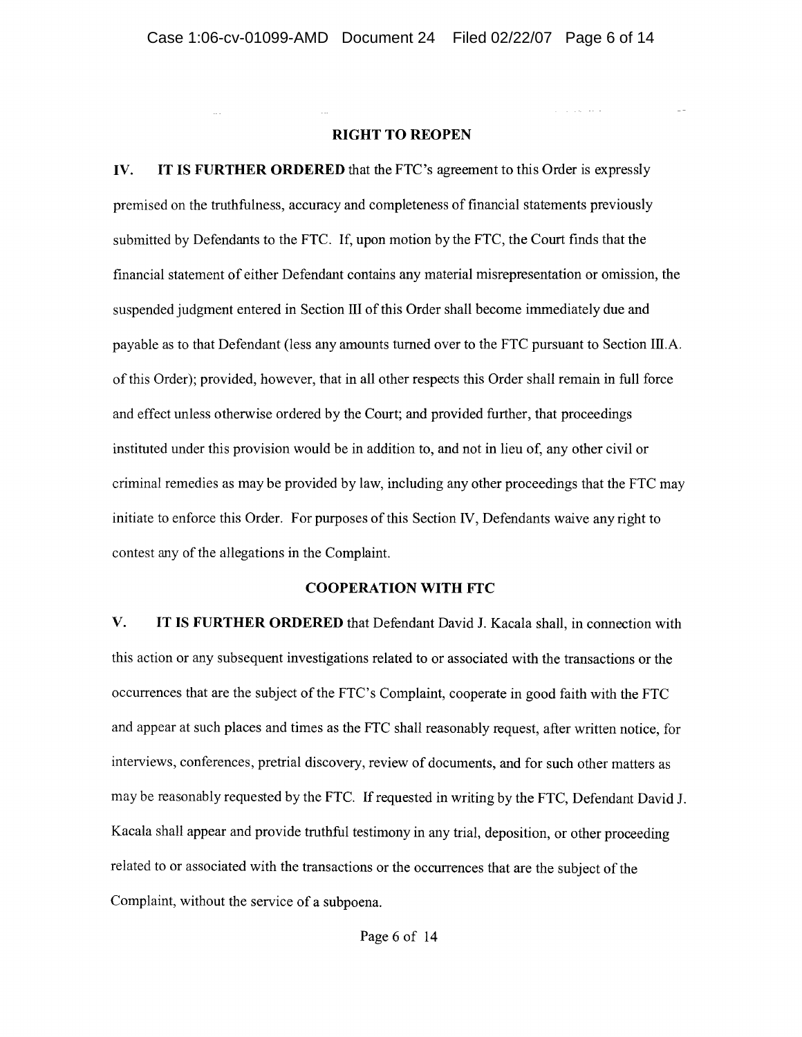## RIGHT TO REOPEN

**IV. IT IS FURTHER ORDERED** that the FTC's agreement to this Order is expressly premised on the truthfulness, accuracy and completeness of financial statements previously submitted by Defendants to the FTC. If, upon motion by the FTC, the Court finds that the financial statement of either Defendant contains any material misrepresentation or omission, the suspended judgment entered in Section III of this Order shall become immediately due and payable as to that Defendant (less any amounts turned over to the FTC pursuant to Section III.A. of this Order); provided, however, that in all other respects this Order shall remain in full force and effect unless otherwise ordered by the Court; and provided further, that proceedings instituted under this provision would be in addition to, and not in lieu of, any other civil or criminal remedies as may be provided by law, including any other proceedings that the FTC may initiate to enforce this Order. For purposes of this Section IV, Defendants waive any right to contest any of the allegations in the Complaint.

## COOPERATION WITH FTC

**V. IT IS FURTHER ORDERED** that Defendant David J. Kacala shall, in connection with this action or any subsequent investigations related to or associated with the transactions or the occurrences that are the subject of the FTC's Complaint, cooperate in good faith with the FTC and appear at such places and times as the FTC shall reasonably request, after written notice, for interviews, conferences, pretrial discovery, review of documents, and for such other matters as may be reasonably requested by the FTC. If requested in writing by the FTC, Defendant David J. Kacala shall appear and provide truthful testimony in any trial, deposition, or other proceeding related to or associated with the transactions or the occurrences that are the subject of the Complaint, without the service of a subpoena.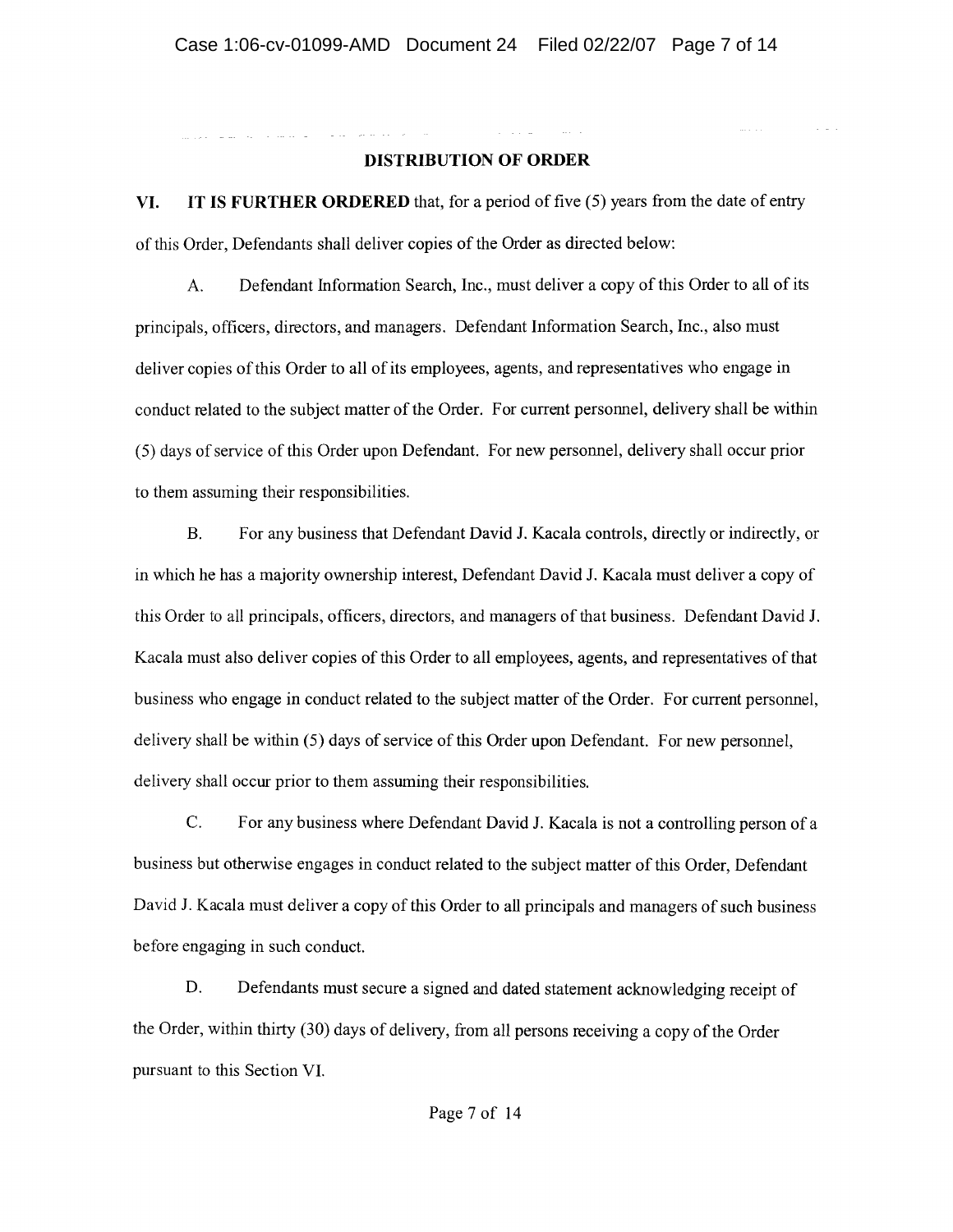## DISTRIBUTION OF ORDER

**VI. IT IS FURTHER ORDERED** that, for a period of five (5) years from the date of entry of this Order, Defendants shall deliver copies of the Order as directed below:

A. Defendant Information Search, Inc., must deliver a copy of this Order to all of its principals, officers, directors, and managers. Defendant Information Search, Inc., also must deliver copies of this Order to all of its employees, agents, and representatives who engage in conduct related to the subject matter of the Order. For current personnel, delivery shall be within (5) days of service of this Order upon Defendant. For new personnel, delivery shall occur prior to them assuming their responsibilities.

B. For any business that Defendant David J. Kacala controls, directly or indirectly, or in which he has a majority ownership interest, Defendant David J. Kacala must deliver a copy of this Order to all principals, officers, directors, and managers of that business. Defendant David J. Kacala must also deliver copies of this Order to all employees, agents, and representatives of that business who engage in conduct related to the subject matter of the Order. For current personnel, delivery shall be within (5) days of service of this Order upon Defendant. For new personnel, delivery shall occur prior to them assuming their responsibilities.

C. For any business where Defendant David J. Kacala is not a controlling person of a business but otherwise engages in conduct related to the subject matter of this Order, Defendant David J. Kacala must deliver a copy of this Order to all principals and managers of such business before engaging in such conduct.

D. Defendants must secure a signed and dated statement acknowledging receipt of the Order, within thirty (30) days of delivery, from all persons receiving a copy of the Order pursuant to this Section VI.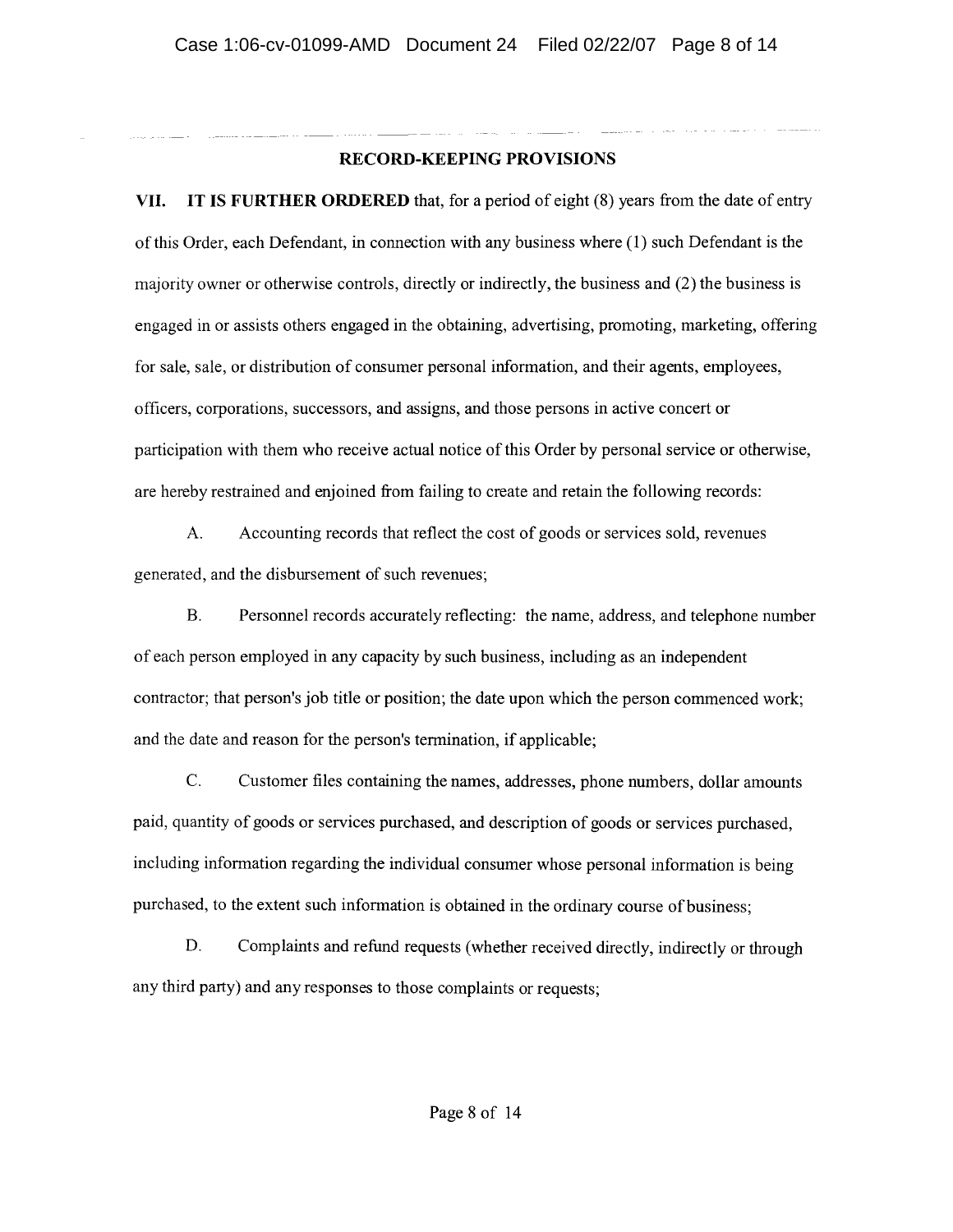## RECORD-KEEPING PROVISIONS

**VII. IT IS FURTHER ORDERED** that, for a period of eight (8) years from the date of entry of this Order, each Defendant, in connection with any business where (1) such Defendant is the majority owner or otherwise controls, directly or indirectly, the business and (2) the business is engaged in or assists others engaged in the obtaining, advertising, promoting, marketing, offering for sale, sale, or distribution of consumer personal information, and their agents, employees, officers, corporations, successors, and assigns, and those persons in active concert or participation with them who receive actual notice of this Order by personal service or otherwise, are hereby restrained and enjoined from failing to create and retain the following records:

A. Accounting records that reflect the cost of goods or services sold, revenues generated, and the disbursement of such revenues;

B. Personnel records accurately reflecting: the name, address, and telephone number of each person employed in any capacity by such business, including as an independent contractor; that person's job title or position; the date upon which the person commenced work; and the date and reason for the person's termination, if applicable;

C. Customer files containing the names, addresses, phone numbers, dollar amounts paid, quantity of goods or services purchased, and description of goods or services purchased, including information regarding the individual consumer whose personal information is being purchased, to the extent such information is obtained in the ordinary course of business;

D. Complaints and refund requests (whether received directly, indirectly or through any third party) and any responses to those complaints or requests;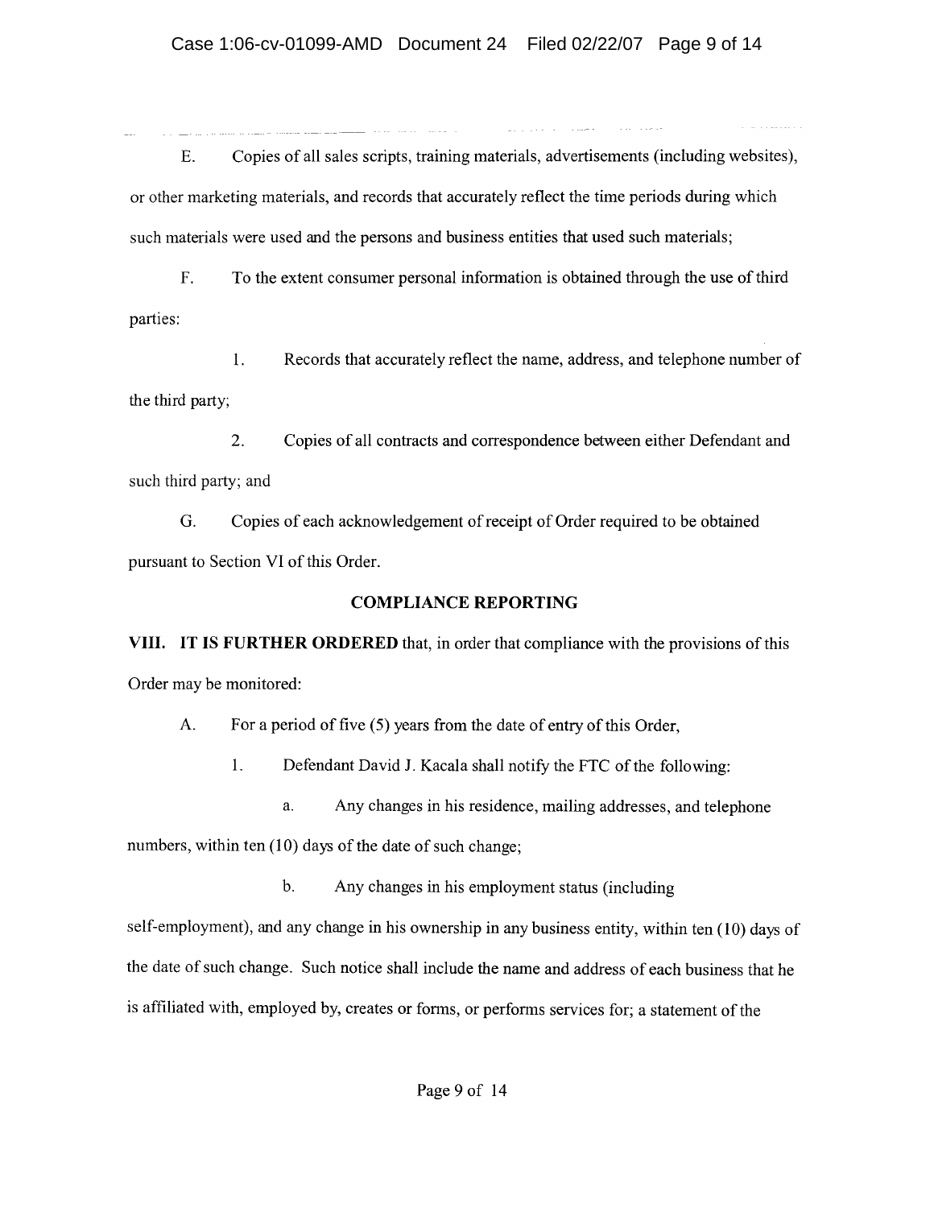E. Copies of all sales scripts, training materials, advertisements (including websites), or other marketing materials, and records that accurately reflect the time periods during which such materials were used and the persons and business entities that used such materials;

F. To the extent consumer personal information is obtained through the use of third parties:

1. Records that accurately reflect the name, address, and telephone number of the third party;

2. Copies of all contracts and correspondence between either Defendant and such third party; and

G. Copies of each acknowledgement of receipt of Order required to be obtained pursuant to Section VI of this Order.

## COMPLIANCE REPORTING

**VIII. IT IS FURTHER ORDERED** that, in order that compliance with the provisions of this Order may be monitored:

A. For a period of five (5) years from the date of entry of this Order,

1. Defendant David J. Kacala shall notify the FTC of the following:

a. Any changes in his residence, mailing addresses, and telephone numbers, within ten (10) days of the date of such change;

b. Any changes in his employment status (including self-employment), and any change in his ownership in any business entity, within ten (10) days of the date of such change. Such notice shall include the name and address of each business that he is affiliated with, employed by, creates or forms, or performs services for; a statement of the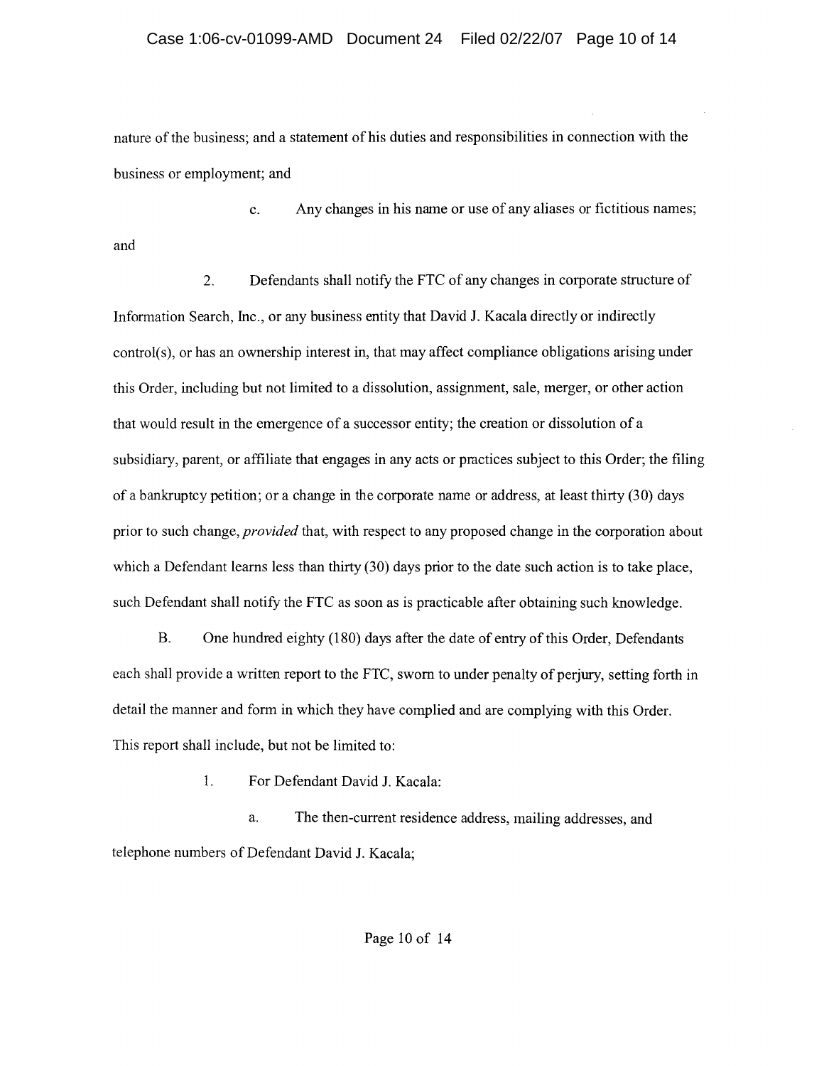nature of the business; and a statement of his duties and responsibilities in connection with the business or employment; and

c. Any changes in his name or use of any aliases or fictitious names; and

2. Defendants shall notify the FTC of any changes in corporate structure of Information Search, Inc., or any business entity that David J. Kacala directly or indirectly control(s), or has an ownership interest in, that may affect compliance obligations arising under this Order, including but not limited to a dissolution, assignment, sale, merger, or other action that would result in the emergence of a successor entity; the creation or dissolution of a subsidiary, parent, or affiliate that engages in any acts or practices subject to this Order; the filing of a bankruptcy petition; or a change in the corporate name or address, at least thirty (30) days prior to such change, *provided* that, with respect to any proposed change in the corporation about which a Defendant learns less than thirty (30) days prior to the date such action is to take place, such Defendant shall notify the FTC as soon as is practicable after obtaining such knowledge.

B. One hundred eighty (180) days after the date of entry of this Order, Defendants each shall provide a written report to the FTC, sworn to under penalty of perjury, setting forth in detail the manner and form in which they have complied and are complying with this Order. This report shall include, but not be limited to:

1. For Defendant David J. Kacala:

a. The then-current residence address, mailing addresses, and telephone numbers of Defendant David J. Kacala;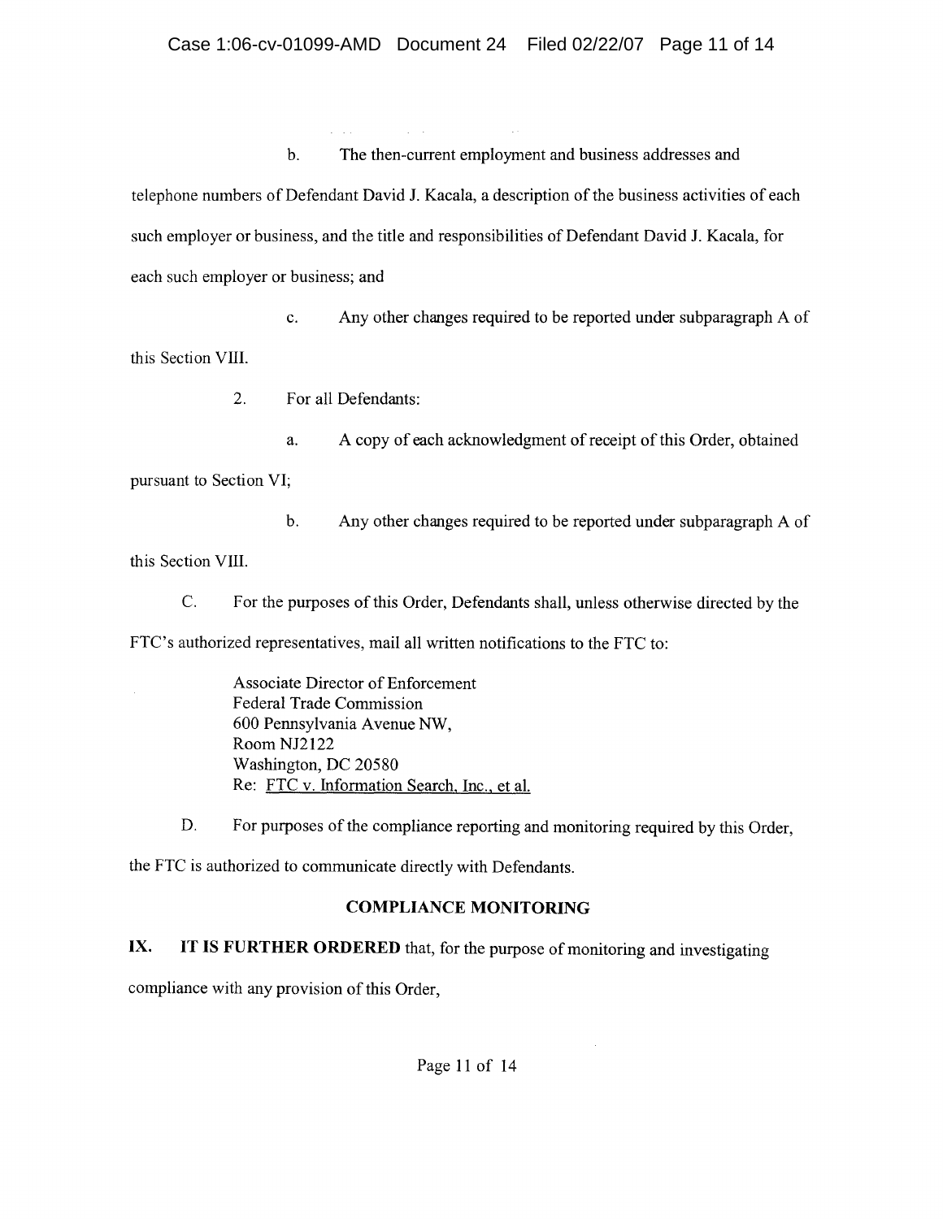b. The then-current employment and business addresses and telephone numbers of Defendant David J. Kacala, a description of the business activities of each such employer or business, and the title and responsibilities of Defendant David J. Kacala, for each such employer or business; and

c. Any other changes required to be reported under subparagraph A of this Section VIII.

2. For all Defendants:

a. A copy of each acknowledgment of receipt of this Order, obtained pursuant to Section VI;

b. Any other changes required to be reported under subparagraph A of this Section VIII.

C. For the purposes of this Order, Defendants shall, unless otherwise directed by the FTC's authorized representatives, mail all written notifications to the FTC to:

> Associate Director of Enforcement
> Federal Trade Commission
> 600 Pennsylvania Avenue NW,
> Room NJ2122
> Washington, DC 20580
> Re: FTC v. Information Search, Inc., et al.

D. For purposes of the compliance reporting and monitoring required by this Order, the FTC is authorized to communicate directly with Defendants.

## COMPLIANCE MONITORING

**IX. IT IS FURTHER ORDERED** that, for the purpose of monitoring and investigating compliance with any provision of this Order,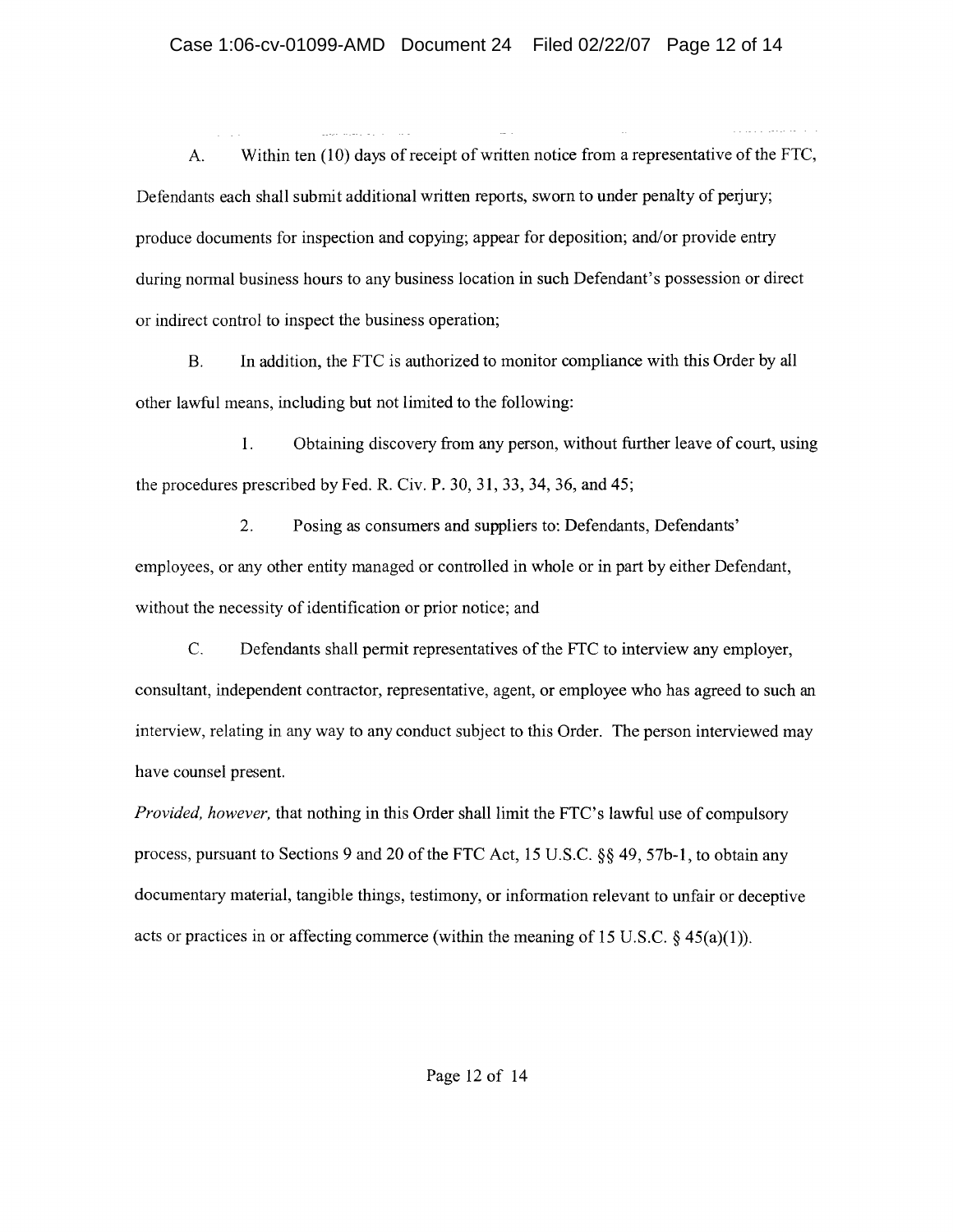A. Within ten (10) days of receipt of written notice from a representative of the FTC, Defendants each shall submit additional written reports, sworn to under penalty of perjury; produce documents for inspection and copying; appear for deposition; and/or provide entry during normal business hours to any business location in such Defendant's possession or direct or indirect control to inspect the business operation;

B. In addition, the FTC is authorized to monitor compliance with this Order by all other lawful means, including but not limited to the following:

1. Obtaining discovery from any person, without further leave of court, using the procedures prescribed by Fed. R. Civ. P. 30, 31, 33, 34, 36, and 45;

2. Posing as consumers and suppliers to: Defendants, Defendants' employees, or any other entity managed or controlled in whole or in part by either Defendant, without the necessity of identification or prior notice; and

C. Defendants shall permit representatives of the FTC to interview any employer, consultant, independent contractor, representative, agent, or employee who has agreed to such an interview, relating in any way to any conduct subject to this Order. The person interviewed may have counsel present.

*Provided, however,* that nothing in this Order shall limit the FTC's lawful use of compulsory process, pursuant to Sections 9 and 20 of the FTC Act, 15 U.S.C. §§ 49, 57b-1, to obtain any documentary material, tangible things, testimony, or information relevant to unfair or deceptive acts or practices in or affecting commerce (within the meaning of 15 U.S.C. § 45(a)(1)).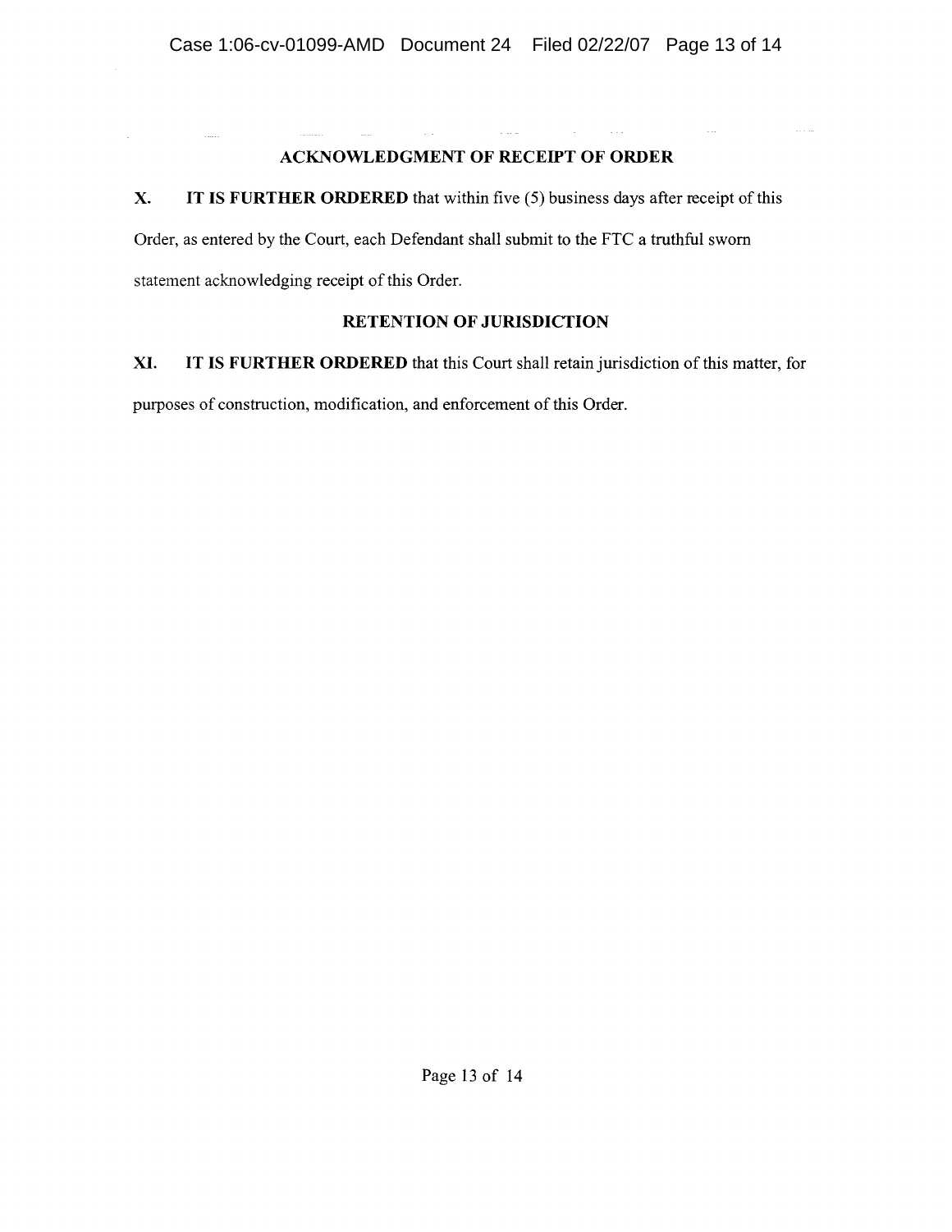## ACKNOWLEDGMENT OF RECEIPT OF ORDER

**X. IT IS FURTHER ORDERED** that within five (5) business days after receipt of this Order, as entered by the Court, each Defendant shall submit to the FTC a truthful sworn statement acknowledging receipt of this Order.

## RETENTION OF JURISDICTION

**XI. IT IS FURTHER ORDERED** that this Court shall retain jurisdiction of this matter, for purposes of construction, modification, and enforcement of this Order.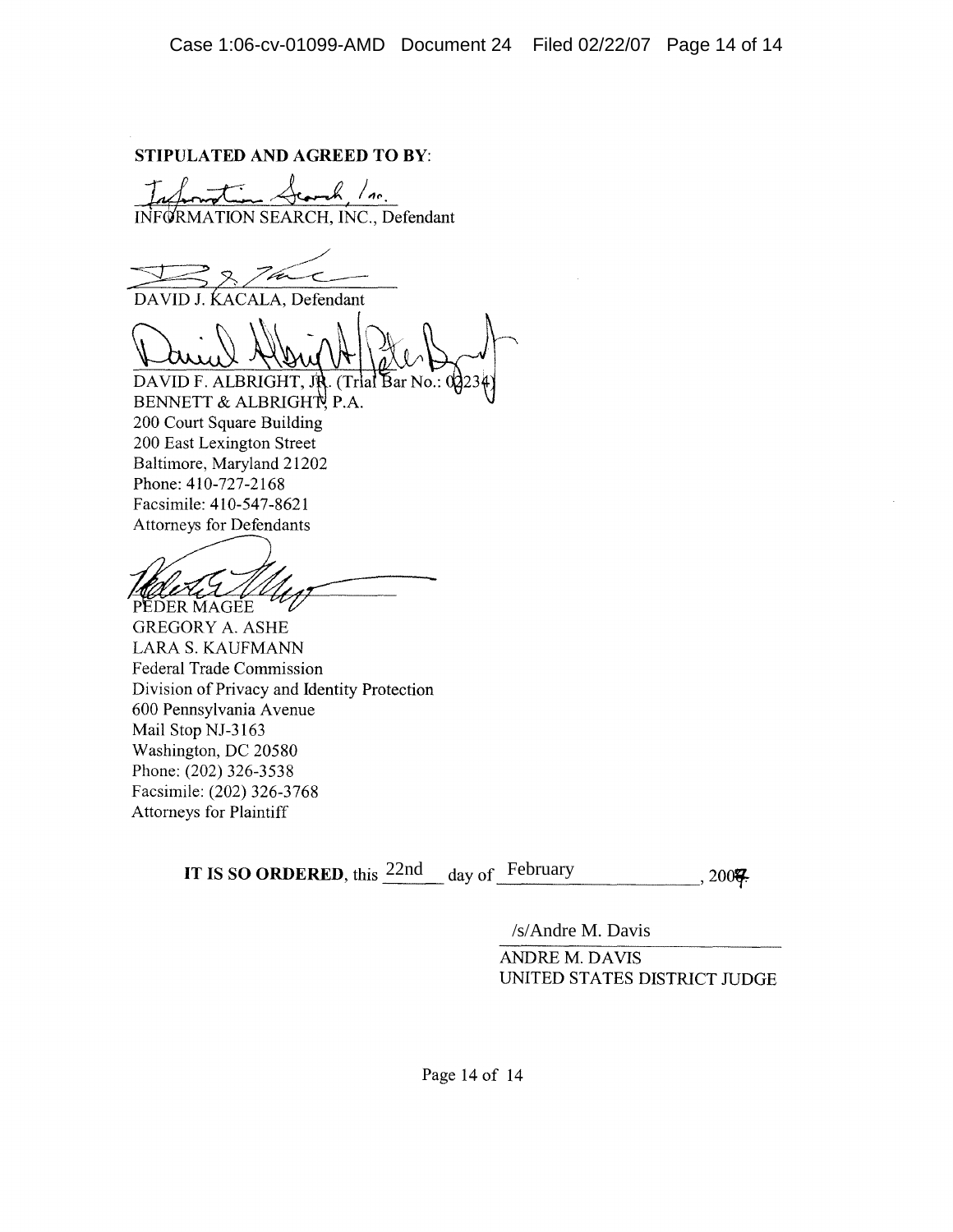**STIPULATED AND AGREED TO BY**:

Information Search, Inc.
INFORMATION SEARCH, INC., Defendant

DAVID J. KACALA, Defendant

David Albright / Pete B
DAVID F. ALBRIGHT, JR. (Trial Bar No.: 02234)
BENNETT & ALBRIGHT, P.A.
200 Court Square Building
200 East Lexington Street
Baltimore, Maryland 21202
Phone: 410-727-2168
Facsimile: 410-547-8621
Attorneys for Defendants

PEDER MAGEE
GREGORY A. ASHE
LARA S. KAUFMANN
Federal Trade Commission
Division of Privacy and Identity Protection
600 Pennsylvania Avenue
Mail Stop NJ-3163
Washington, DC 20580
Phone: (202) 326-3538
Facsimile: (202) 326-3768
Attorneys for Plaintiff

**IT IS SO ORDERED**, this 22nd day of February, 2007.

/s/Andre M. Davis
ANDRE M. DAVIS
UNITED STATES DISTRICT JUDGE